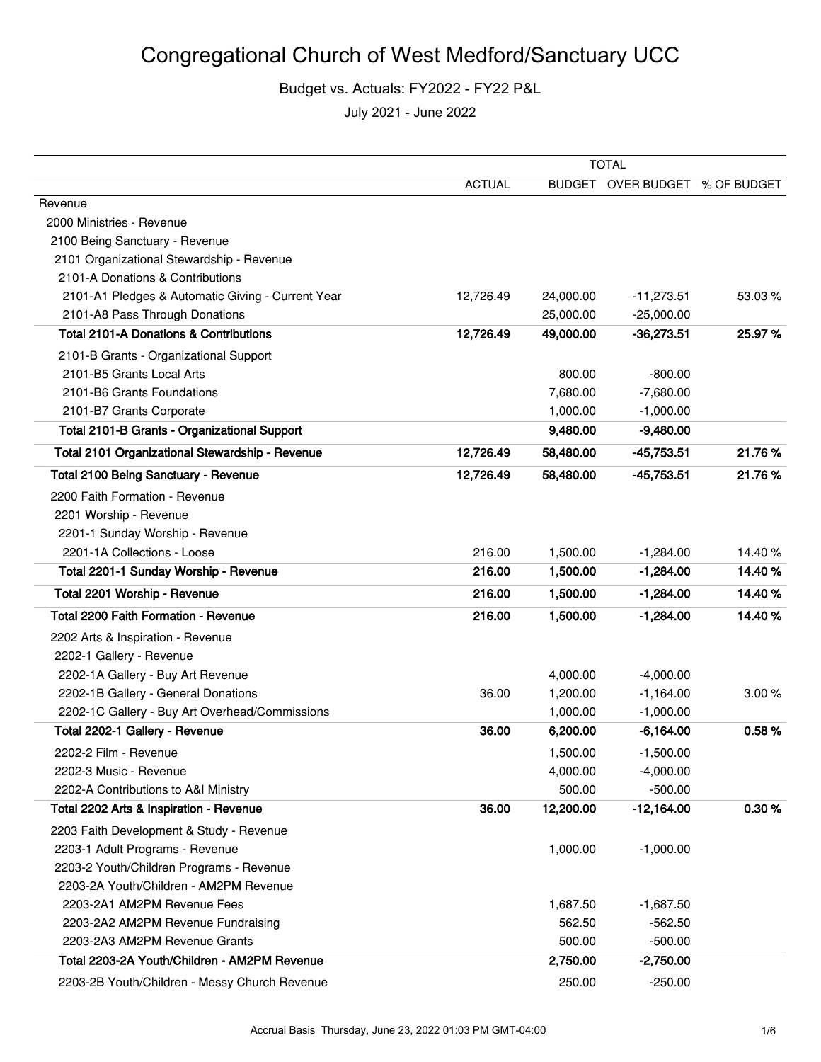# Congregational Church of West Medford/Sanctuary UCC

Budget vs. Actuals: FY2022 - FY22 P&L

July 2021 - June 2022

| | TOTAL | | | |
|---|---|---|---|---|
| | ACTUAL | BUDGET | OVER BUDGET | % OF BUDGET |
| Revenue | | | | |
| 2000 Ministries - Revenue | | | | |
| 2100 Being Sanctuary - Revenue | | | | |
| 2101 Organizational Stewardship - Revenue | | | | |
| 2101-A Donations & Contributions | | | | |
| 2101-A1 Pledges & Automatic Giving - Current Year | 12,726.49 | 24,000.00 | -11,273.51 | 53.03 % |
| 2101-A8 Pass Through Donations | | 25,000.00 | -25,000.00 | |
| **Total 2101-A Donations & Contributions** | **12,726.49** | **49,000.00** | **-36,273.51** | **25.97 %** |
| 2101-B Grants - Organizational Support | | | | |
| 2101-B5 Grants Local Arts | | 800.00 | -800.00 | |
| 2101-B6 Grants Foundations | | 7,680.00 | -7,680.00 | |
| 2101-B7 Grants Corporate | | 1,000.00 | -1,000.00 | |
| **Total 2101-B Grants - Organizational Support** | | **9,480.00** | **-9,480.00** | |
| **Total 2101 Organizational Stewardship - Revenue** | **12,726.49** | **58,480.00** | **-45,753.51** | **21.76 %** |
| **Total 2100 Being Sanctuary - Revenue** | **12,726.49** | **58,480.00** | **-45,753.51** | **21.76 %** |
| 2200 Faith Formation - Revenue | | | | |
| 2201 Worship - Revenue | | | | |
| 2201-1 Sunday Worship - Revenue | | | | |
| 2201-1A Collections - Loose | 216.00 | 1,500.00 | -1,284.00 | 14.40 % |
| **Total 2201-1 Sunday Worship - Revenue** | **216.00** | **1,500.00** | **-1,284.00** | **14.40 %** |
| **Total 2201 Worship - Revenue** | **216.00** | **1,500.00** | **-1,284.00** | **14.40 %** |
| **Total 2200 Faith Formation - Revenue** | **216.00** | **1,500.00** | **-1,284.00** | **14.40 %** |
| 2202 Arts & Inspiration - Revenue | | | | |
| 2202-1 Gallery - Revenue | | | | |
| 2202-1A Gallery - Buy Art Revenue | | 4,000.00 | -4,000.00 | |
| 2202-1B Gallery - General Donations | 36.00 | 1,200.00 | -1,164.00 | 3.00 % |
| 2202-1C Gallery - Buy Art Overhead/Commissions | | 1,000.00 | -1,000.00 | |
| **Total 2202-1 Gallery - Revenue** | **36.00** | **6,200.00** | **-6,164.00** | **0.58 %** |
| 2202-2 Film - Revenue | | 1,500.00 | -1,500.00 | |
| 2202-3 Music - Revenue | | 4,000.00 | -4,000.00 | |
| 2202-A Contributions to A&I Ministry | | 500.00 | -500.00 | |
| **Total 2202 Arts & Inspiration - Revenue** | **36.00** | **12,200.00** | **-12,164.00** | **0.30 %** |
| 2203 Faith Development & Study - Revenue | | | | |
| 2203-1 Adult Programs - Revenue | | 1,000.00 | -1,000.00 | |
| 2203-2 Youth/Children Programs - Revenue | | | | |
| 2203-2A Youth/Children - AM2PM Revenue | | | | |
| 2203-2A1 AM2PM Revenue Fees | | 1,687.50 | -1,687.50 | |
| 2203-2A2 AM2PM Revenue Fundraising | | 562.50 | -562.50 | |
| 2203-2A3 AM2PM Revenue Grants | | 500.00 | -500.00 | |
| **Total 2203-2A Youth/Children - AM2PM Revenue** | | **2,750.00** | **-2,750.00** | |
| 2203-2B Youth/Children - Messy Church Revenue | | 250.00 | -250.00 | |

Accrual Basis Thursday, June 23, 2022 01:03 PM GMT-04:00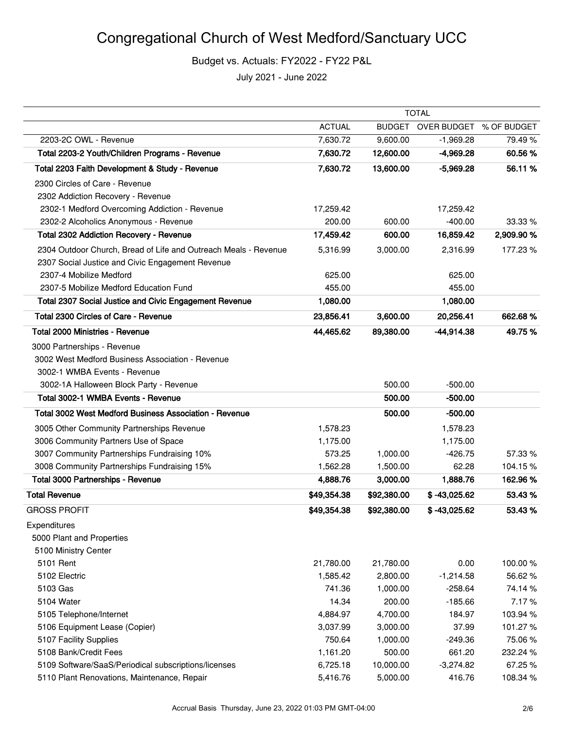# Congregational Church of West Medford/Sanctuary UCC

Budget vs. Actuals: FY2022 - FY22 P&L

July 2021 - June 2022

| | TOTAL | | | |
|---|---|---|---|---|
| | ACTUAL | BUDGET | OVER BUDGET | % OF BUDGET |
| 2203-2C OWL - Revenue | 7,630.72 | 9,600.00 | -1,969.28 | 79.49 % |
| **Total 2203-2 Youth/Children Programs - Revenue** | **7,630.72** | **12,600.00** | **-4,969.28** | **60.56 %** |
| **Total 2203 Faith Development & Study - Revenue** | **7,630.72** | **13,600.00** | **-5,969.28** | **56.11 %** |
| 2300 Circles of Care - Revenue | | | | |
| 2302 Addiction Recovery - Revenue | | | | |
| 2302-1 Medford Overcoming Addiction - Revenue | 17,259.42 | | 17,259.42 | |
| 2302-2 Alcoholics Anonymous - Revenue | 200.00 | 600.00 | -400.00 | 33.33 % |
| **Total 2302 Addiction Recovery - Revenue** | **17,459.42** | **600.00** | **16,859.42** | **2,909.90 %** |
| 2304 Outdoor Church, Bread of Life and Outreach Meals - Revenue | 5,316.99 | 3,000.00 | 2,316.99 | 177.23 % |
| 2307 Social Justice and Civic Engagement Revenue | | | | |
| 2307-4 Mobilize Medford | 625.00 | | 625.00 | |
| 2307-5 Mobilize Medford Education Fund | 455.00 | | 455.00 | |
| **Total 2307 Social Justice and Civic Engagement Revenue** | **1,080.00** | | **1,080.00** | |
| **Total 2300 Circles of Care - Revenue** | **23,856.41** | **3,600.00** | **20,256.41** | **662.68 %** |
| **Total 2000 Ministries - Revenue** | **44,465.62** | **89,380.00** | **-44,914.38** | **49.75 %** |
| 3000 Partnerships - Revenue | | | | |
| 3002 West Medford Business Association - Revenue | | | | |
| 3002-1 WMBA Events - Revenue | | | | |
| 3002-1A Halloween Block Party - Revenue | | 500.00 | -500.00 | |
| **Total 3002-1 WMBA Events - Revenue** | | **500.00** | **-500.00** | |
| **Total 3002 West Medford Business Association - Revenue** | | **500.00** | **-500.00** | |
| 3005 Other Community Partnerships Revenue | 1,578.23 | | 1,578.23 | |
| 3006 Community Partners Use of Space | 1,175.00 | | 1,175.00 | |
| 3007 Community Partnerships Fundraising 10% | 573.25 | 1,000.00 | -426.75 | 57.33 % |
| 3008 Community Partnerships Fundraising 15% | 1,562.28 | 1,500.00 | 62.28 | 104.15 % |
| **Total 3000 Partnerships - Revenue** | **4,888.76** | **3,000.00** | **1,888.76** | **162.96 %** |
| **Total Revenue** | **$49,354.38** | **$92,380.00** | **$ -43,025.62** | **53.43 %** |
| GROSS PROFIT | **$49,354.38** | **$92,380.00** | **$ -43,025.62** | **53.43 %** |
| Expenditures | | | | |
| 5000 Plant and Properties | | | | |
| 5100 Ministry Center | | | | |
| 5101 Rent | 21,780.00 | 21,780.00 | 0.00 | 100.00 % |
| 5102 Electric | 1,585.42 | 2,800.00 | -1,214.58 | 56.62 % |
| 5103 Gas | 741.36 | 1,000.00 | -258.64 | 74.14 % |
| 5104 Water | 14.34 | 200.00 | -185.66 | 7.17 % |
| 5105 Telephone/Internet | 4,884.97 | 4,700.00 | 184.97 | 103.94 % |
| 5106 Equipment Lease (Copier) | 3,037.99 | 3,000.00 | 37.99 | 101.27 % |
| 5107 Facility Supplies | 750.64 | 1,000.00 | -249.36 | 75.06 % |
| 5108 Bank/Credit Fees | 1,161.20 | 500.00 | 661.20 | 232.24 % |
| 5109 Software/SaaS/Periodical subscriptions/licenses | 6,725.18 | 10,000.00 | -3,274.82 | 67.25 % |
| 5110 Plant Renovations, Maintenance, Repair | 5,416.76 | 5,000.00 | 416.76 | 108.34 % |

Accrual Basis Thursday, June 23, 2022 01:03 PM GMT-04:00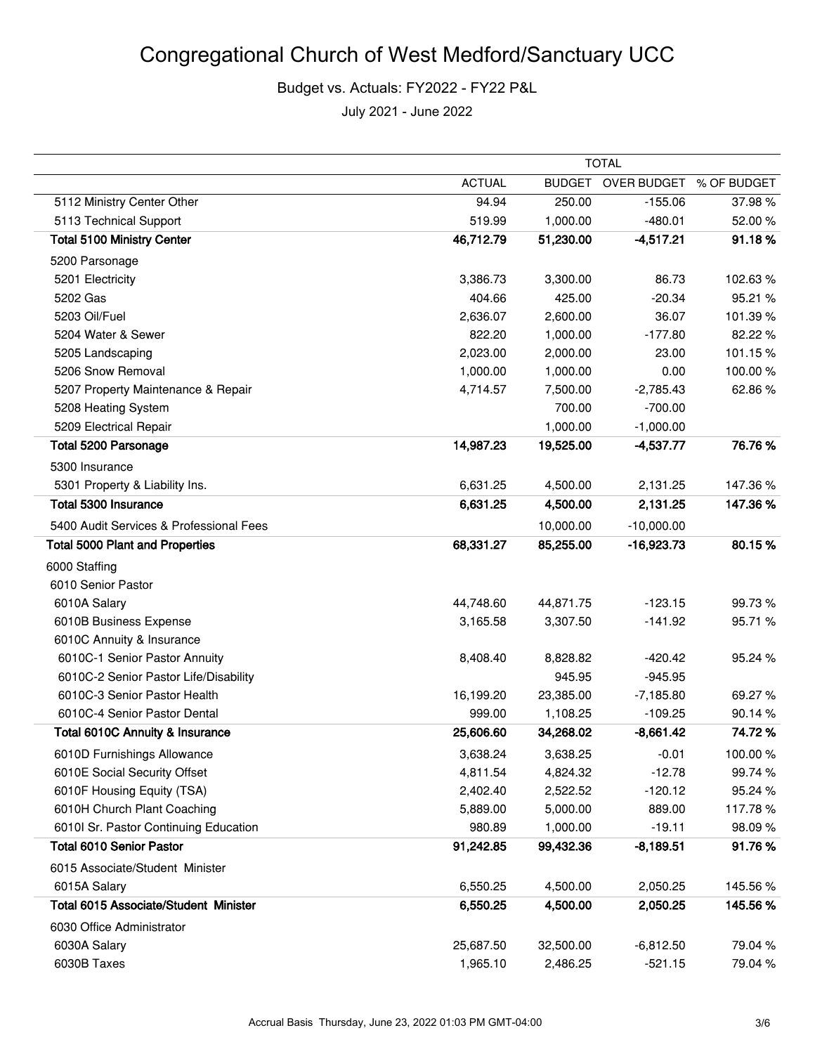# Congregational Church of West Medford/Sanctuary UCC

Budget vs. Actuals: FY2022 - FY22 P&L

July 2021 - June 2022

| | TOTAL | | | |
|---|---|---|---|---|
| | ACTUAL | BUDGET | OVER BUDGET | % OF BUDGET |
| 5112 Ministry Center Other | 94.94 | 250.00 | -155.06 | 37.98 % |
| 5113 Technical Support | 519.99 | 1,000.00 | -480.01 | 52.00 % |
| **Total 5100 Ministry Center** | **46,712.79** | **51,230.00** | **-4,517.21** | **91.18 %** |
| 5200 Parsonage | | | | |
| 5201 Electricity | 3,386.73 | 3,300.00 | 86.73 | 102.63 % |
| 5202 Gas | 404.66 | 425.00 | -20.34 | 95.21 % |
| 5203 Oil/Fuel | 2,636.07 | 2,600.00 | 36.07 | 101.39 % |
| 5204 Water & Sewer | 822.20 | 1,000.00 | -177.80 | 82.22 % |
| 5205 Landscaping | 2,023.00 | 2,000.00 | 23.00 | 101.15 % |
| 5206 Snow Removal | 1,000.00 | 1,000.00 | 0.00 | 100.00 % |
| 5207 Property Maintenance & Repair | 4,714.57 | 7,500.00 | -2,785.43 | 62.86 % |
| 5208 Heating System | | 700.00 | -700.00 | |
| 5209 Electrical Repair | | 1,000.00 | -1,000.00 | |
| **Total 5200 Parsonage** | **14,987.23** | **19,525.00** | **-4,537.77** | **76.76 %** |
| 5300 Insurance | | | | |
| 5301 Property & Liability Ins. | 6,631.25 | 4,500.00 | 2,131.25 | 147.36 % |
| **Total 5300 Insurance** | **6,631.25** | **4,500.00** | **2,131.25** | **147.36 %** |
| 5400 Audit Services & Professional Fees | | 10,000.00 | -10,000.00 | |
| **Total 5000 Plant and Properties** | **68,331.27** | **85,255.00** | **-16,923.73** | **80.15 %** |
| 6000 Staffing | | | | |
| 6010 Senior Pastor | | | | |
| 6010A Salary | 44,748.60 | 44,871.75 | -123.15 | 99.73 % |
| 6010B Business Expense | 3,165.58 | 3,307.50 | -141.92 | 95.71 % |
| 6010C Annuity & Insurance | | | | |
| 6010C-1 Senior Pastor Annuity | 8,408.40 | 8,828.82 | -420.42 | 95.24 % |
| 6010C-2 Senior Pastor Life/Disability | | 945.95 | -945.95 | |
| 6010C-3 Senior Pastor Health | 16,199.20 | 23,385.00 | -7,185.80 | 69.27 % |
| 6010C-4 Senior Pastor Dental | 999.00 | 1,108.25 | -109.25 | 90.14 % |
| **Total 6010C Annuity & Insurance** | **25,606.60** | **34,268.02** | **-8,661.42** | **74.72 %** |
| 6010D Furnishings Allowance | 3,638.24 | 3,638.25 | -0.01 | 100.00 % |
| 6010E Social Security Offset | 4,811.54 | 4,824.32 | -12.78 | 99.74 % |
| 6010F Housing Equity (TSA) | 2,402.40 | 2,522.52 | -120.12 | 95.24 % |
| 6010H Church Plant Coaching | 5,889.00 | 5,000.00 | 889.00 | 117.78 % |
| 6010I Sr. Pastor Continuing Education | 980.89 | 1,000.00 | -19.11 | 98.09 % |
| **Total 6010 Senior Pastor** | **91,242.85** | **99,432.36** | **-8,189.51** | **91.76 %** |
| 6015 Associate/Student Minister | | | | |
| 6015A Salary | 6,550.25 | 4,500.00 | 2,050.25 | 145.56 % |
| **Total 6015 Associate/Student Minister** | **6,550.25** | **4,500.00** | **2,050.25** | **145.56 %** |
| 6030 Office Administrator | | | | |
| 6030A Salary | 25,687.50 | 32,500.00 | -6,812.50 | 79.04 % |
| 6030B Taxes | 1,965.10 | 2,486.25 | -521.15 | 79.04 % |

Accrual Basis Thursday, June 23, 2022 01:03 PM GMT-04:00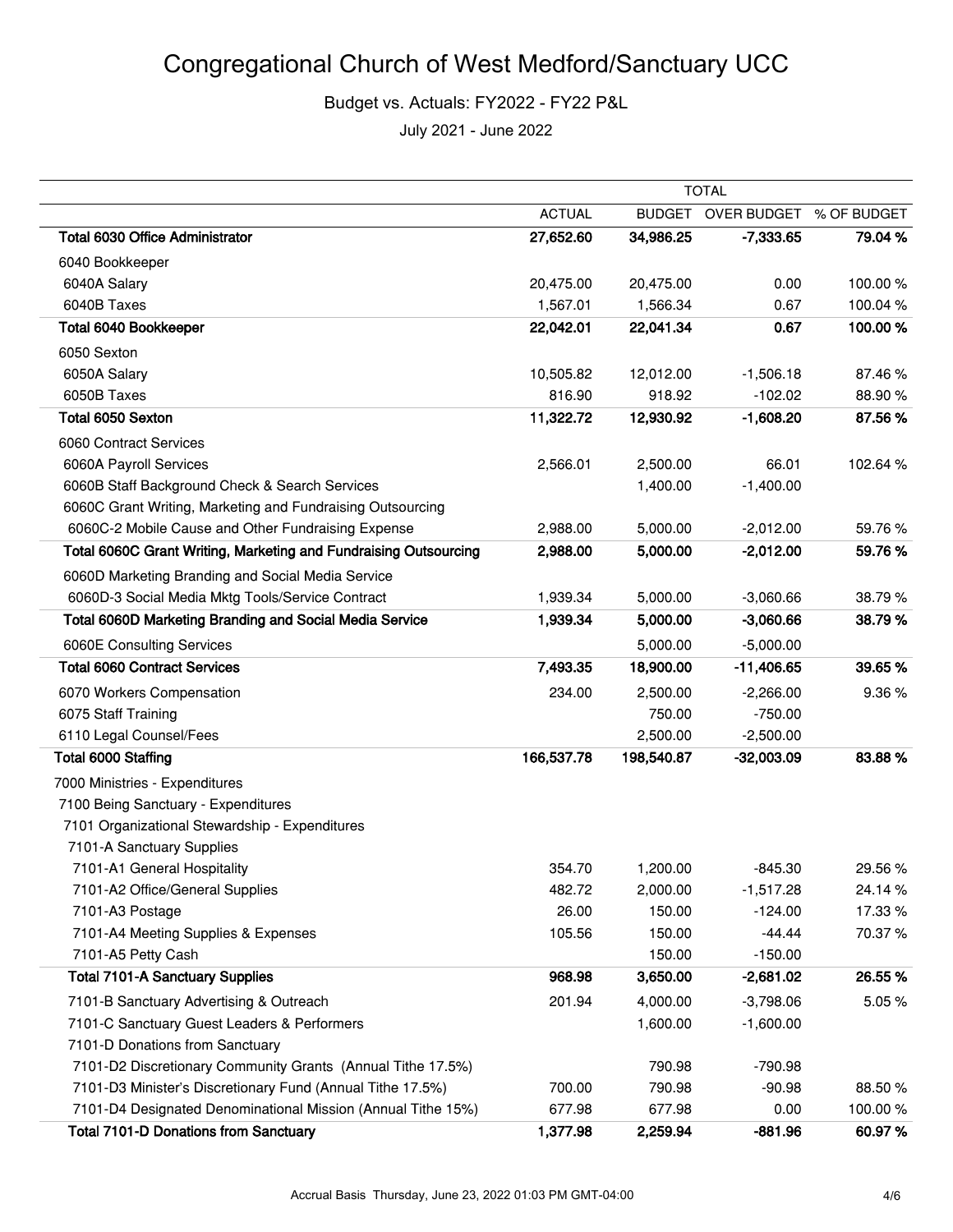# Congregational Church of West Medford/Sanctuary UCC

Budget vs. Actuals: FY2022 - FY22 P&L

July 2021 - June 2022

| | TOTAL | | | |
|---|---|---|---|---|
| | ACTUAL | BUDGET | OVER BUDGET | % OF BUDGET |
| **Total 6030 Office Administrator** | **27,652.60** | **34,986.25** | **-7,333.65** | **79.04 %** |
| 6040 Bookkeeper | | | | |
| 6040A Salary | 20,475.00 | 20,475.00 | 0.00 | 100.00 % |
| 6040B Taxes | 1,567.01 | 1,566.34 | 0.67 | 100.04 % |
| **Total 6040 Bookkeeper** | **22,042.01** | **22,041.34** | **0.67** | **100.00 %** |
| 6050 Sexton | | | | |
| 6050A Salary | 10,505.82 | 12,012.00 | -1,506.18 | 87.46 % |
| 6050B Taxes | 816.90 | 918.92 | -102.02 | 88.90 % |
| **Total 6050 Sexton** | **11,322.72** | **12,930.92** | **-1,608.20** | **87.56 %** |
| 6060 Contract Services | | | | |
| 6060A Payroll Services | 2,566.01 | 2,500.00 | 66.01 | 102.64 % |
| 6060B Staff Background Check & Search Services | | 1,400.00 | -1,400.00 | |
| 6060C Grant Writing, Marketing and Fundraising Outsourcing | | | | |
| 6060C-2 Mobile Cause and Other Fundraising Expense | 2,988.00 | 5,000.00 | -2,012.00 | 59.76 % |
| **Total 6060C Grant Writing, Marketing and Fundraising Outsourcing** | **2,988.00** | **5,000.00** | **-2,012.00** | **59.76 %** |
| 6060D Marketing Branding and Social Media Service | | | | |
| 6060D-3 Social Media Mktg Tools/Service Contract | 1,939.34 | 5,000.00 | -3,060.66 | 38.79 % |
| **Total 6060D Marketing Branding and Social Media Service** | **1,939.34** | **5,000.00** | **-3,060.66** | **38.79 %** |
| 6060E Consulting Services | | 5,000.00 | -5,000.00 | |
| **Total 6060 Contract Services** | **7,493.35** | **18,900.00** | **-11,406.65** | **39.65 %** |
| 6070 Workers Compensation | 234.00 | 2,500.00 | -2,266.00 | 9.36 % |
| 6075 Staff Training | | 750.00 | -750.00 | |
| 6110 Legal Counsel/Fees | | 2,500.00 | -2,500.00 | |
| **Total 6000 Staffing** | **166,537.78** | **198,540.87** | **-32,003.09** | **83.88 %** |
| 7000 Ministries - Expenditures | | | | |
| 7100 Being Sanctuary - Expenditures | | | | |
| 7101 Organizational Stewardship - Expenditures | | | | |
| 7101-A Sanctuary Supplies | | | | |
| 7101-A1 General Hospitality | 354.70 | 1,200.00 | -845.30 | 29.56 % |
| 7101-A2 Office/General Supplies | 482.72 | 2,000.00 | -1,517.28 | 24.14 % |
| 7101-A3 Postage | 26.00 | 150.00 | -124.00 | 17.33 % |
| 7101-A4 Meeting Supplies & Expenses | 105.56 | 150.00 | -44.44 | 70.37 % |
| 7101-A5 Petty Cash | | 150.00 | -150.00 | |
| **Total 7101-A Sanctuary Supplies** | **968.98** | **3,650.00** | **-2,681.02** | **26.55 %** |
| 7101-B Sanctuary Advertising & Outreach | 201.94 | 4,000.00 | -3,798.06 | 5.05 % |
| 7101-C Sanctuary Guest Leaders & Performers | | 1,600.00 | -1,600.00 | |
| 7101-D Donations from Sanctuary | | | | |
| 7101-D2 Discretionary Community Grants (Annual Tithe 17.5%) | | 790.98 | -790.98 | |
| 7101-D3 Minister's Discretionary Fund (Annual Tithe 17.5%) | 700.00 | 790.98 | -90.98 | 88.50 % |
| 7101-D4 Designated Denominational Mission (Annual Tithe 15%) | 677.98 | 677.98 | 0.00 | 100.00 % |
| **Total 7101-D Donations from Sanctuary** | **1,377.98** | **2,259.94** | **-881.96** | **60.97 %** |

Accrual Basis Thursday, June 23, 2022 01:03 PM GMT-04:00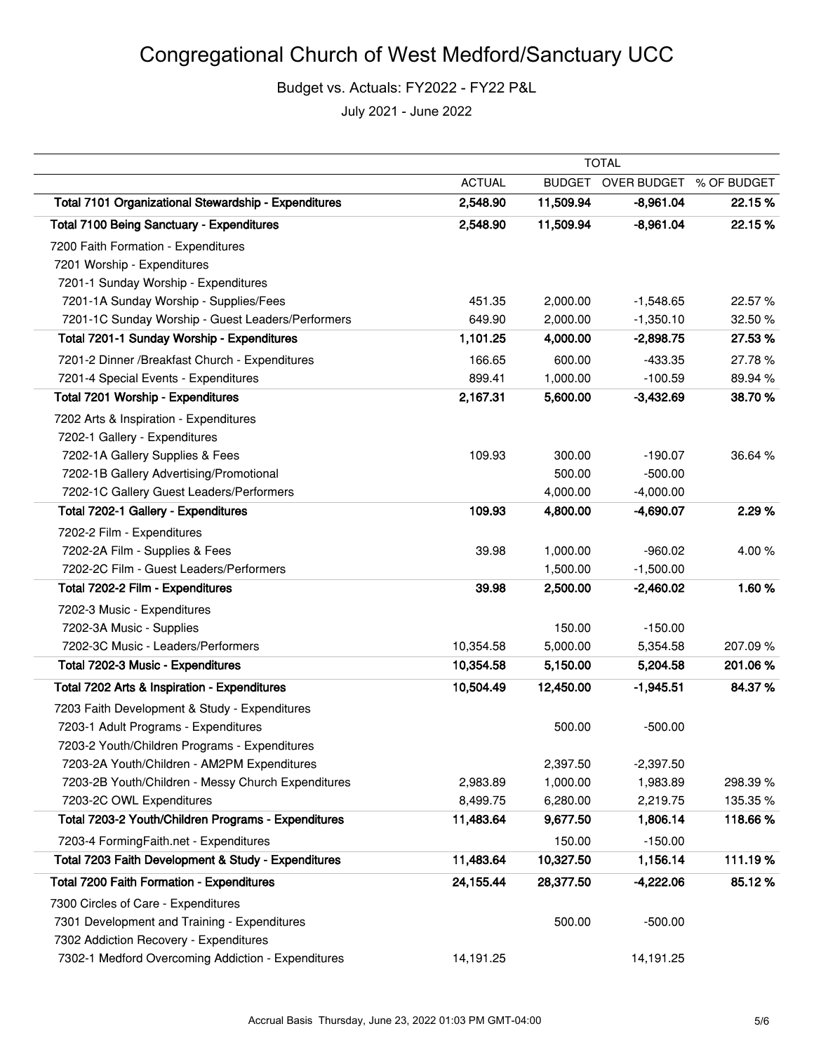# Congregational Church of West Medford/Sanctuary UCC

Budget vs. Actuals: FY2022 - FY22 P&L

July 2021 - June 2022

| | TOTAL | | | |
|---|---|---|---|---|
| | ACTUAL | BUDGET | OVER BUDGET | % OF BUDGET |
| **Total 7101 Organizational Stewardship - Expenditures** | **2,548.90** | **11,509.94** | **-8,961.04** | **22.15 %** |
| **Total 7100 Being Sanctuary - Expenditures** | **2,548.90** | **11,509.94** | **-8,961.04** | **22.15 %** |
| 7200 Faith Formation - Expenditures | | | | |
| 7201 Worship - Expenditures | | | | |
| 7201-1 Sunday Worship - Expenditures | | | | |
| 7201-1A Sunday Worship - Supplies/Fees | 451.35 | 2,000.00 | -1,548.65 | 22.57 % |
| 7201-1C Sunday Worship - Guest Leaders/Performers | 649.90 | 2,000.00 | -1,350.10 | 32.50 % |
| **Total 7201-1 Sunday Worship - Expenditures** | **1,101.25** | **4,000.00** | **-2,898.75** | **27.53 %** |
| 7201-2 Dinner /Breakfast Church - Expenditures | 166.65 | 600.00 | -433.35 | 27.78 % |
| 7201-4 Special Events - Expenditures | 899.41 | 1,000.00 | -100.59 | 89.94 % |
| **Total 7201 Worship - Expenditures** | **2,167.31** | **5,600.00** | **-3,432.69** | **38.70 %** |
| 7202 Arts & Inspiration - Expenditures | | | | |
| 7202-1 Gallery - Expenditures | | | | |
| 7202-1A Gallery Supplies & Fees | 109.93 | 300.00 | -190.07 | 36.64 % |
| 7202-1B Gallery Advertising/Promotional | | 500.00 | -500.00 | |
| 7202-1C Gallery Guest Leaders/Performers | | 4,000.00 | -4,000.00 | |
| **Total 7202-1 Gallery - Expenditures** | **109.93** | **4,800.00** | **-4,690.07** | **2.29 %** |
| 7202-2 Film - Expenditures | | | | |
| 7202-2A Film - Supplies & Fees | 39.98 | 1,000.00 | -960.02 | 4.00 % |
| 7202-2C Film - Guest Leaders/Performers | | 1,500.00 | -1,500.00 | |
| **Total 7202-2 Film - Expenditures** | **39.98** | **2,500.00** | **-2,460.02** | **1.60 %** |
| 7202-3 Music - Expenditures | | | | |
| 7202-3A Music - Supplies | | 150.00 | -150.00 | |
| 7202-3C Music - Leaders/Performers | 10,354.58 | 5,000.00 | 5,354.58 | 207.09 % |
| **Total 7202-3 Music - Expenditures** | **10,354.58** | **5,150.00** | **5,204.58** | **201.06 %** |
| **Total 7202 Arts & Inspiration - Expenditures** | **10,504.49** | **12,450.00** | **-1,945.51** | **84.37 %** |
| 7203 Faith Development & Study - Expenditures | | | | |
| 7203-1 Adult Programs - Expenditures | | 500.00 | -500.00 | |
| 7203-2 Youth/Children Programs - Expenditures | | | | |
| 7203-2A Youth/Children - AM2PM Expenditures | | 2,397.50 | -2,397.50 | |
| 7203-2B Youth/Children - Messy Church Expenditures | 2,983.89 | 1,000.00 | 1,983.89 | 298.39 % |
| 7203-2C OWL Expenditures | 8,499.75 | 6,280.00 | 2,219.75 | 135.35 % |
| **Total 7203-2 Youth/Children Programs - Expenditures** | **11,483.64** | **9,677.50** | **1,806.14** | **118.66 %** |
| 7203-4 FormingFaith.net - Expenditures | | 150.00 | -150.00 | |
| **Total 7203 Faith Development & Study - Expenditures** | **11,483.64** | **10,327.50** | **1,156.14** | **111.19 %** |
| **Total 7200 Faith Formation - Expenditures** | **24,155.44** | **28,377.50** | **-4,222.06** | **85.12 %** |
| 7300 Circles of Care - Expenditures | | | | |
| 7301 Development and Training - Expenditures | | 500.00 | -500.00 | |
| 7302 Addiction Recovery - Expenditures | | | | |
| 7302-1 Medford Overcoming Addiction - Expenditures | 14,191.25 | | 14,191.25 | |

Accrual Basis Thursday, June 23, 2022 01:03 PM GMT-04:00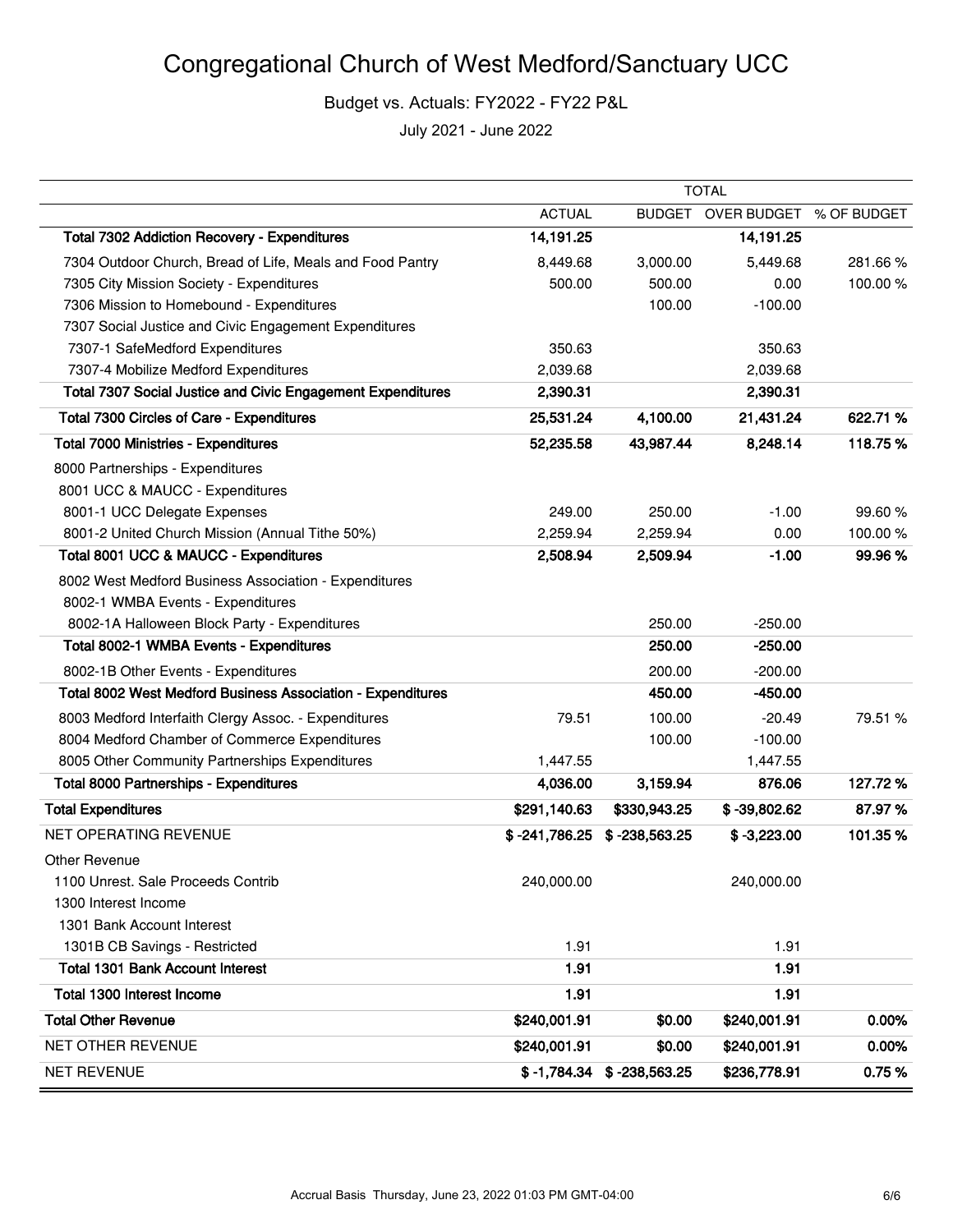// Congregational Church of West Medford/Sanctuary UCC

## Budget vs. Actuals: FY2022 - FY22 P&L

July 2021 - June 2022

| | TOTAL | | | |
|---|---|---|---|---|
| | ACTUAL | BUDGET | OVER BUDGET | % OF BUDGET |
| **Total 7302 Addiction Recovery - Expenditures** | **14,191.25** | | **14,191.25** | |
| 7304 Outdoor Church, Bread of Life, Meals and Food Pantry | 8,449.68 | 3,000.00 | 5,449.68 | 281.66 % |
| 7305 City Mission Society - Expenditures | 500.00 | 500.00 | 0.00 | 100.00 % |
| 7306 Mission to Homebound - Expenditures | | 100.00 | -100.00 | |
| 7307 Social Justice and Civic Engagement Expenditures | | | | |
| 7307-1 SafeMedford Expenditures | 350.63 | | 350.63 | |
| 7307-4 Mobilize Medford Expenditures | 2,039.68 | | 2,039.68 | |
| **Total 7307 Social Justice and Civic Engagement Expenditures** | **2,390.31** | | **2,390.31** | |
| **Total 7300 Circles of Care - Expenditures** | **25,531.24** | **4,100.00** | **21,431.24** | **622.71 %** |
| **Total 7000 Ministries - Expenditures** | **52,235.58** | **43,987.44** | **8,248.14** | **118.75 %** |
| 8000 Partnerships - Expenditures | | | | |
| 8001 UCC & MAUCC - Expenditures | | | | |
| 8001-1 UCC Delegate Expenses | 249.00 | 250.00 | -1.00 | 99.60 % |
| 8001-2 United Church Mission (Annual Tithe 50%) | 2,259.94 | 2,259.94 | 0.00 | 100.00 % |
| **Total 8001 UCC & MAUCC - Expenditures** | **2,508.94** | **2,509.94** | **-1.00** | **99.96 %** |
| 8002 West Medford Business Association - Expenditures | | | | |
| 8002-1 WMBA Events - Expenditures | | | | |
| 8002-1A Halloween Block Party - Expenditures | | 250.00 | -250.00 | |
| **Total 8002-1 WMBA Events - Expenditures** | | **250.00** | **-250.00** | |
| 8002-1B Other Events - Expenditures | | 200.00 | -200.00 | |
| **Total 8002 West Medford Business Association - Expenditures** | | **450.00** | **-450.00** | |
| 8003 Medford Interfaith Clergy Assoc. - Expenditures | 79.51 | 100.00 | -20.49 | 79.51 % |
| 8004 Medford Chamber of Commerce Expenditures | | 100.00 | -100.00 | |
| 8005 Other Community Partnerships Expenditures | 1,447.55 | | 1,447.55 | |
| **Total 8000 Partnerships - Expenditures** | **4,036.00** | **3,159.94** | **876.06** | **127.72 %** |
| **Total Expenditures** | **$291,140.63** | **$330,943.25** | **$ -39,802.62** | **87.97 %** |
| NET OPERATING REVENUE | **$ -241,786.25** | **$ -238,563.25** | **$ -3,223.00** | **101.35 %** |
| Other Revenue | | | | |
| 1100 Unrest. Sale Proceeds Contrib | 240,000.00 | | 240,000.00 | |
| 1300 Interest Income | | | | |
| 1301 Bank Account Interest | | | | |
| 1301B CB Savings - Restricted | 1.91 | | 1.91 | |
| **Total 1301 Bank Account Interest** | **1.91** | | **1.91** | |
| **Total 1300 Interest Income** | **1.91** | | **1.91** | |
| **Total Other Revenue** | **$240,001.91** | **$0.00** | **$240,001.91** | **0.00%** |
| NET OTHER REVENUE | **$240,001.91** | **$0.00** | **$240,001.91** | **0.00%** |
| NET REVENUE | **$ -1,784.34** | **$ -238,563.25** | **$236,778.91** | **0.75 %** |

Accrual Basis Thursday, June 23, 2022 01:03 PM GMT-04:00